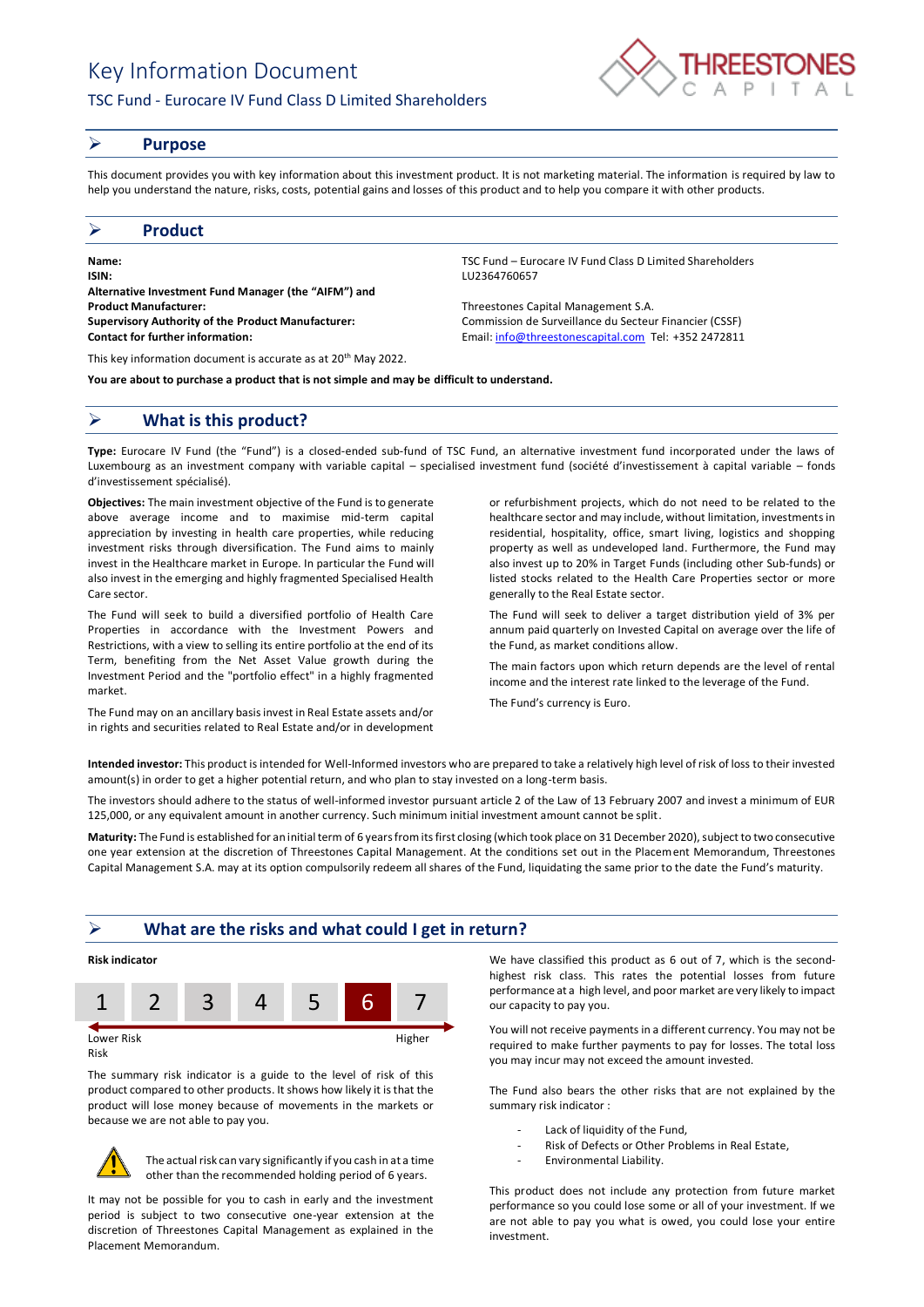# Key Information Document

## TSC Fund - Eurocare IV Fund Class D Limited Shareholders

## ➢ Purpose

This document provides you with key information about this investment product. It is not marketing material. The information is required by law to help you understand the nature, risks, costs, potential gains and losses of this product and to help you compare it with other products.

## ➢ Product

| | |
|---|---|
| **Name:** | TSC Fund – Eurocare IV Fund Class D Limited Shareholders |
| **ISIN:** | LU2364760657 |
| **Alternative Investment Fund Manager (the "AIFM") and Product Manufacturer:** | Threestones Capital Management S.A. |
| **Supervisory Authority of the Product Manufacturer:** | Commission de Surveillance du Secteur Financier (CSSF) |
| **Contact for further information:** | Email: info@threestonescapital.com Tel: +352 2472811 |

This key information document is accurate as at 20th May 2022.

**You are about to purchase a product that is not simple and may be difficult to understand.**

## ➢ What is this product?

**Type:** Eurocare IV Fund (the "Fund") is a closed-ended sub-fund of TSC Fund, an alternative investment fund incorporated under the laws of Luxembourg as an investment company with variable capital – specialised investment fund (société d'investissement à capital variable – fonds d'investissement spécialisé).

**Objectives:** The main investment objective of the Fund is to generate above average income and to maximise mid-term capital appreciation by investing in health care properties, while reducing investment risks through diversification. The Fund aims to mainly invest in the Healthcare market in Europe. In particular the Fund will also invest in the emerging and highly fragmented Specialised Health Care sector.

The Fund will seek to build a diversified portfolio of Health Care Properties in accordance with the Investment Powers and Restrictions, with a view to selling its entire portfolio at the end of its Term, benefiting from the Net Asset Value growth during the Investment Period and the "portfolio effect" in a highly fragmented market.

The Fund may on an ancillary basis invest in Real Estate assets and/or in rights and securities related to Real Estate and/or in development or refurbishment projects, which do not need to be related to the healthcare sector and may include, without limitation, investments in residential, hospitality, office, smart living, logistics and shopping property as well as undeveloped land. Furthermore, the Fund may also invest up to 20% in Target Funds (including other Sub-funds) or listed stocks related to the Health Care Properties sector or more generally to the Real Estate sector.

The Fund will seek to deliver a target distribution yield of 3% per annum paid quarterly on Invested Capital on average over the life of the Fund, as market conditions allow.

The main factors upon which return depends are the level of rental income and the interest rate linked to the leverage of the Fund.

The Fund's currency is Euro.

**Intended investor:** This product is intended for Well-Informed investors who are prepared to take a relatively high level of risk of loss to their invested amount(s) in order to get a higher potential return, and who plan to stay invested on a long-term basis.

The investors should adhere to the status of well-informed investor pursuant article 2 of the Law of 13 February 2007 and invest a minimum of EUR 125,000, or any equivalent amount in another currency. Such minimum initial investment amount cannot be split.

**Maturity:** The Fund is established for an initial term of 6 years from its first closing (which took place on 31 December 2020), subject to two consecutive one year extension at the discretion of Threestones Capital Management. At the conditions set out in the Placement Memorandum, Threestones Capital Management S.A. may at its option compulsorily redeem all shares of the Fund, liquidating the same prior to the date the Fund's maturity.

## ➢ What are the risks and what could I get in return?

**Risk indicator**

| 1 | 2 | 3 | 4 | 5 | **6** | 7 |
|---|---|---|---|---|---|---|

Lower Risk — Higher Risk

The summary risk indicator is a guide to the level of risk of this product compared to other products. It shows how likely it is that the product will lose money because of movements in the markets or because we are not able to pay you.

⚠ The actual risk can vary significantly if you cash in at a time other than the recommended holding period of 6 years.

It may not be possible for you to cash in early and the investment period is subject to two consecutive one-year extension at the discretion of Threestones Capital Management as explained in the Placement Memorandum.

We have classified this product as 6 out of 7, which is the second-highest risk class. This rates the potential losses from future performance at a high level, and poor market are very likely to impact our capacity to pay you.

You will not receive payments in a different currency. You may not be required to make further payments to pay for losses. The total loss you may incur may not exceed the amount invested.

The Fund also bears the other risks that are not explained by the summary risk indicator :

- Lack of liquidity of the Fund,
- Risk of Defects or Other Problems in Real Estate,
- Environmental Liability.

This product does not include any protection from future market performance so you could lose some or all of your investment. If we are not able to pay you what is owed, you could lose your entire investment.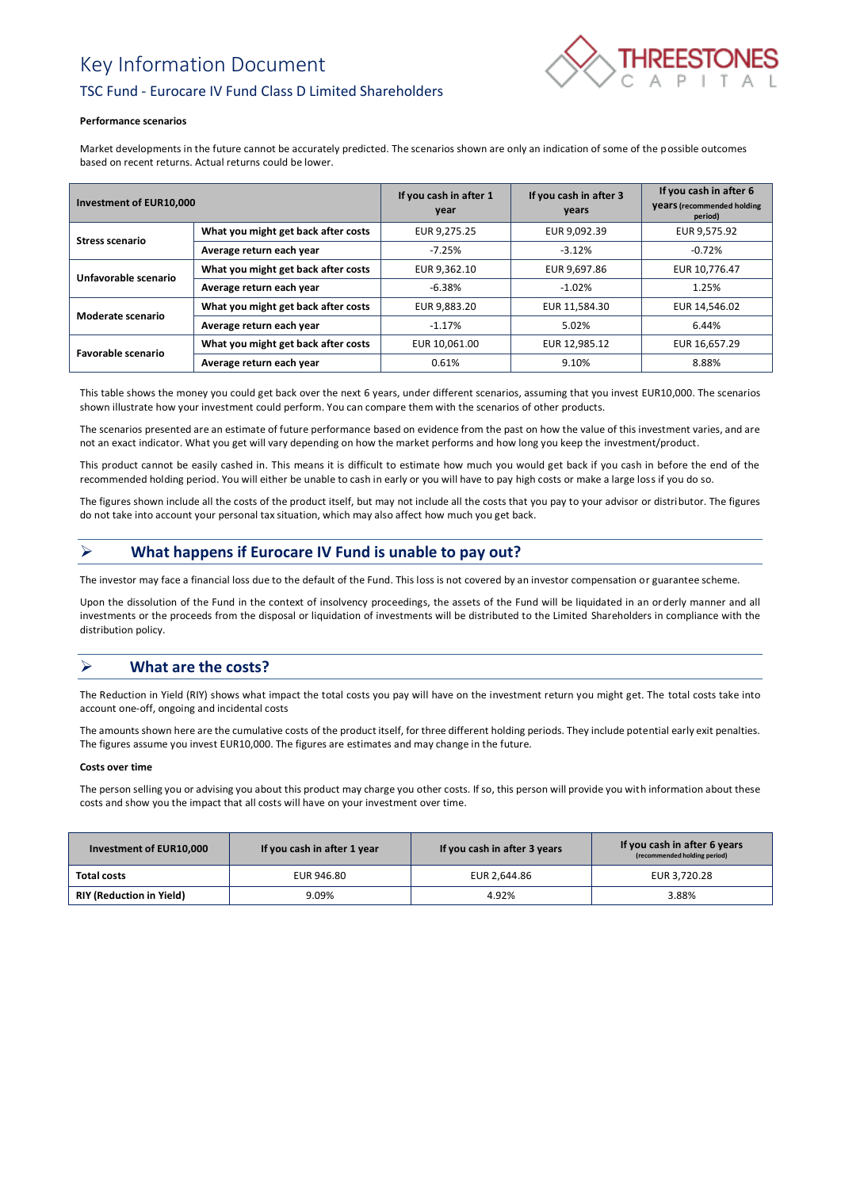# Key Information Document

## TSC Fund - Eurocare IV Fund Class D Limited Shareholders

**Performance scenarios**

Market developments in the future cannot be accurately predicted. The scenarios shown are only an indication of some of the possible outcomes based on recent returns. Actual returns could be lower.

| Investment of EUR10,000 | | If you cash in after 1 year | If you cash in after 3 years | If you cash in after 6 years (recommended holding period) |
|---|---|---|---|---|
| **Stress scenario** | What you might get back after costs | EUR 9,275.25 | EUR 9,092.39 | EUR 9,575.92 |
| | Average return each year | -7.25% | -3.12% | -0.72% |
| **Unfavorable scenario** | What you might get back after costs | EUR 9,362.10 | EUR 9,697.86 | EUR 10,776.47 |
| | Average return each year | -6.38% | -1.02% | 1.25% |
| **Moderate scenario** | What you might get back after costs | EUR 9,883.20 | EUR 11,584.30 | EUR 14,546.02 |
| | Average return each year | -1.17% | 5.02% | 6.44% |
| **Favorable scenario** | What you might get back after costs | EUR 10,061.00 | EUR 12,985.12 | EUR 16,657.29 |
| | Average return each year | 0.61% | 9.10% | 8.88% |

This table shows the money you could get back over the next 6 years, under different scenarios, assuming that you invest EUR10,000. The scenarios shown illustrate how your investment could perform. You can compare them with the scenarios of other products.

The scenarios presented are an estimate of future performance based on evidence from the past on how the value of this investment varies, and are not an exact indicator. What you get will vary depending on how the market performs and how long you keep the investment/product.

This product cannot be easily cashed in. This means it is difficult to estimate how much you would get back if you cash in before the end of the recommended holding period. You will either be unable to cash in early or you will have to pay high costs or make a large loss if you do so.

The figures shown include all the costs of the product itself, but may not include all the costs that you pay to your advisor or distributor. The figures do not take into account your personal tax situation, which may also affect how much you get back.

## ➢ What happens if Eurocare IV Fund is unable to pay out?

The investor may face a financial loss due to the default of the Fund. This loss is not covered by an investor compensation or guarantee scheme.

Upon the dissolution of the Fund in the context of insolvency proceedings, the assets of the Fund will be liquidated in an orderly manner and all investments or the proceeds from the disposal or liquidation of investments will be distributed to the Limited Shareholders in compliance with the distribution policy.

## ➢ What are the costs?

The Reduction in Yield (RIY) shows what impact the total costs you pay will have on the investment return you might get. The total costs take into account one-off, ongoing and incidental costs

The amounts shown here are the cumulative costs of the product itself, for three different holding periods. They include potential early exit penalties. The figures assume you invest EUR10,000. The figures are estimates and may change in the future.

**Costs over time**

The person selling you or advising you about this product may charge you other costs. If so, this person will provide you with information about these costs and show you the impact that all costs will have on your investment over time.

| Investment of EUR10,000 | If you cash in after 1 year | If you cash in after 3 years | If you cash in after 6 years (recommended holding period) |
|---|---|---|---|
| **Total costs** | EUR 946.80 | EUR 2,644.86 | EUR 3,720.28 |
| **RIY (Reduction in Yield)** | 9.09% | 4.92% | 3.88% |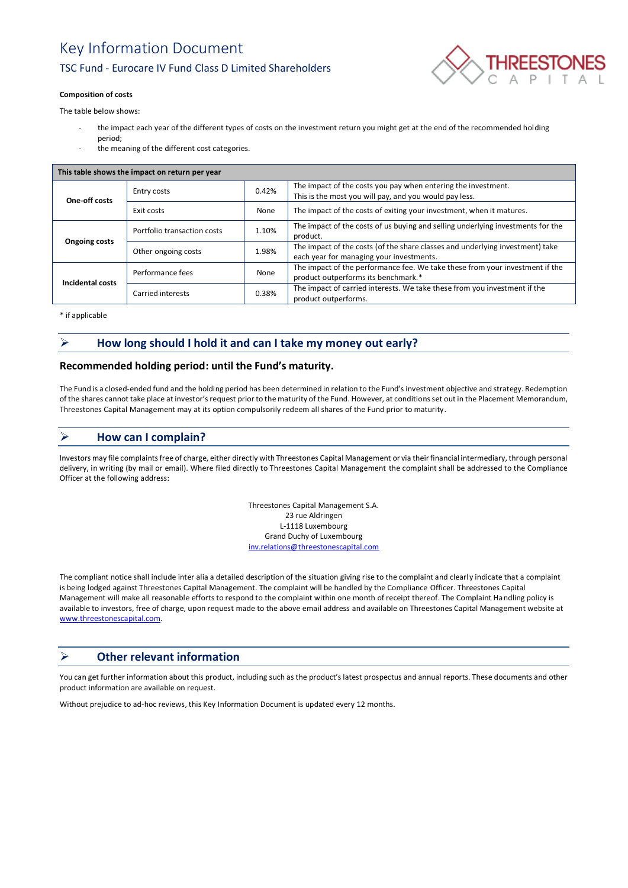# Key Information Document

## TSC Fund - Eurocare IV Fund Class D Limited Shareholders

**Composition of costs**

The table below shows:

- the impact each year of the different types of costs on the investment return you might get at the end of the recommended holding period;
- the meaning of the different cost categories.

| This table shows the impact on return per year | | | |
|---|---|---|---|
| **One-off costs** | Entry costs | 0.42% | The impact of the costs you pay when entering the investment. This is the most you will pay, and you would pay less. |
| | Exit costs | None | The impact of the costs of exiting your investment, when it matures. |
| **Ongoing costs** | Portfolio transaction costs | 1.10% | The impact of the costs of us buying and selling underlying investments for the product. |
| | Other ongoing costs | 1.98% | The impact of the costs (of the share classes and underlying investment) take each year for managing your investments. |
| **Incidental costs** | Performance fees | None | The impact of the performance fee. We take these from your investment if the product outperforms its benchmark.* |
| | Carried interests | 0.38% | The impact of carried interests. We take these from you investment if the product outperforms. |

* if applicable

## How long should I hold it and can I take my money out early?

### Recommended holding period: until the Fund's maturity.

The Fund is a closed-ended fund and the holding period has been determined in relation to the Fund's investment objective and strategy. Redemption of the shares cannot take place at investor's request prior to the maturity of the Fund. However, at conditions set out in the Placement Memorandum, Threestones Capital Management may at its option compulsorily redeem all shares of the Fund prior to maturity.

## How can I complain?

Investors may file complaints free of charge, either directly with Threestones Capital Management or via their financial intermediary, through personal delivery, in writing (by mail or email). Where filed directly to Threestones Capital Management the complaint shall be addressed to the Compliance Officer at the following address:

Threestones Capital Management S.A.
23 rue Aldringen
L-1118 Luxembourg
Grand Duchy of Luxembourg
inv.relations@threestonescapital.com

The compliant notice shall include inter alia a detailed description of the situation giving rise to the complaint and clearly indicate that a complaint is being lodged against Threestones Capital Management. The complaint will be handled by the Compliance Officer. Threestones Capital Management will make all reasonable efforts to respond to the complaint within one month of receipt thereof. The Complaint Handling policy is available to investors, free of charge, upon request made to the above email address and available on Threestones Capital Management website at www.threestonescapital.com.

## Other relevant information

You can get further information about this product, including such as the product's latest prospectus and annual reports. These documents and other product information are available on request.

Without prejudice to ad-hoc reviews, this Key Information Document is updated every 12 months.